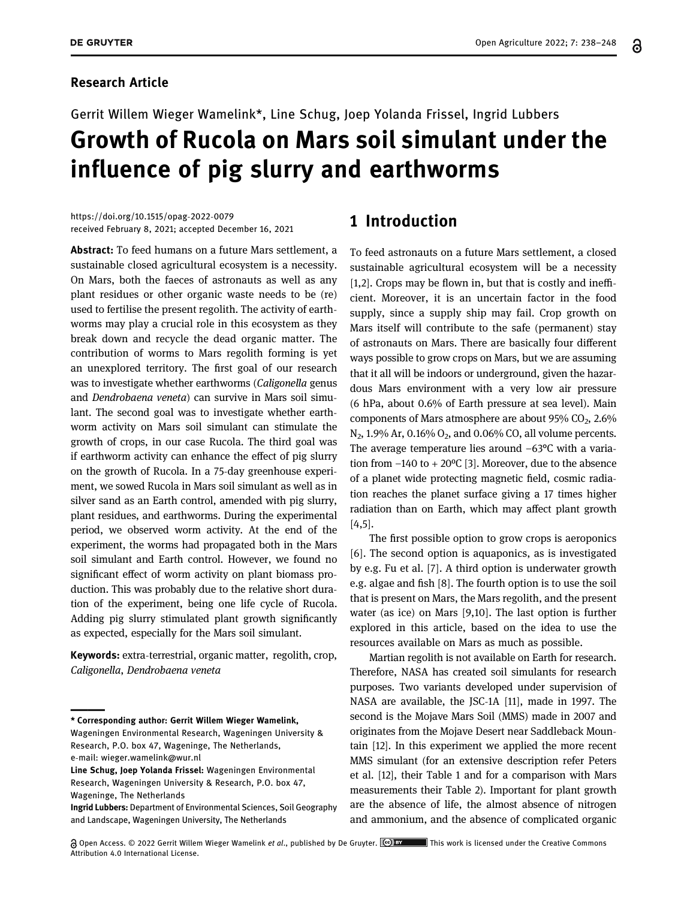**Research Article**

Gerrit Willem Wieger Wamelink*, Line Schug, Joep Yolanda Frissel, Ingrid Lubbers

# Growth of Rucola on Mars soil simulant under the influence of pig slurry and earthworms

https://doi.org/10.1515/opag-2022-0079
received February 8, 2021; accepted December 16, 2021

**Abstract:** To feed humans on a future Mars settlement, a sustainable closed agricultural ecosystem is a necessity. On Mars, both the faeces of astronauts as well as any plant residues or other organic waste needs to be (re) used to fertilise the present regolith. The activity of earthworms may play a crucial role in this ecosystem as they break down and recycle the dead organic matter. The contribution of worms to Mars regolith forming is yet an unexplored territory. The first goal of our research was to investigate whether earthworms (*Caligonella* genus and *Dendrobaena veneta*) can survive in Mars soil simulant. The second goal was to investigate whether earthworm activity on Mars soil simulant can stimulate the growth of crops, in our case Rucola. The third goal was if earthworm activity can enhance the effect of pig slurry on the growth of Rucola. In a 75-day greenhouse experiment, we sowed Rucola in Mars soil simulant as well as in silver sand as an Earth control, amended with pig slurry, plant residues, and earthworms. During the experimental period, we observed worm activity. At the end of the experiment, the worms had propagated both in the Mars soil simulant and Earth control. However, we found no significant effect of worm activity on plant biomass production. This was probably due to the relative short duration of the experiment, being one life cycle of Rucola. Adding pig slurry stimulated plant growth significantly as expected, especially for the Mars soil simulant.

**Keywords:** extra-terrestrial, organic matter, regolith, crop, *Caligonella*, *Dendrobaena veneta*

---

**\* Corresponding author: Gerrit Willem Wieger Wamelink,** Wageningen Environmental Research, Wageningen University & Research, P.O. box 47, Wageninge, The Netherlands, e-mail: wieger.wamelink@wur.nl

**Line Schug, Joep Yolanda Frissel:** Wageningen Environmental Research, Wageningen University & Research, P.O. box 47, Wageninge, The Netherlands

**Ingrid Lubbers:** Department of Environmental Sciences, Soil Geography and Landscape, Wageningen University, The Netherlands

## 1 Introduction

To feed astronauts on a future Mars settlement, a closed sustainable agricultural ecosystem will be a necessity [1,2]. Crops may be flown in, but that is costly and inefficient. Moreover, it is an uncertain factor in the food supply, since a supply ship may fail. Crop growth on Mars itself will contribute to the safe (permanent) stay of astronauts on Mars. There are basically four different ways possible to grow crops on Mars, but we are assuming that it all will be indoors or underground, given the hazardous Mars environment with a very low air pressure (6 hPa, about 0.6% of Earth pressure at sea level). Main components of Mars atmosphere are about 95% $CO_2$, 2.6% $N_2$, 1.9% Ar, 0.16% $O_2$, and 0.06% CO, all volume percents. The average temperature lies around −63°C with a variation from −140 to + 20°C [3]. Moreover, due to the absence of a planet wide protecting magnetic field, cosmic radiation reaches the planet surface giving a 17 times higher radiation than on Earth, which may affect plant growth [4,5].

The first possible option to grow crops is aeroponics [6]. The second option is aquaponics, as is investigated by e.g. Fu et al. [7]. A third option is underwater growth e.g. algae and fish [8]. The fourth option is to use the soil that is present on Mars, the Mars regolith, and the present water (as ice) on Mars [9,10]. The last option is further explored in this article, based on the idea to use the resources available on Mars as much as possible.

Martian regolith is not available on Earth for research. Therefore, NASA has created soil simulants for research purposes. Two variants developed under supervision of NASA are available, the JSC-1A [11], made in 1997. The second is the Mojave Mars Soil (MMS) made in 2007 and originates from the Mojave Desert near Saddleback Mountain [12]. In this experiment we applied the more recent MMS simulant (for an extensive description refer Peters et al. [12], their Table 1 and for a comparison with Mars measurements their Table 2). Important for plant growth are the absence of life, the almost absence of nitrogen and ammonium, and the absence of complicated organic

Open Access. © 2022 Gerrit Willem Wieger Wamelink *et al*., published by De Gruyter. This work is licensed under the Creative Commons Attribution 4.0 International License.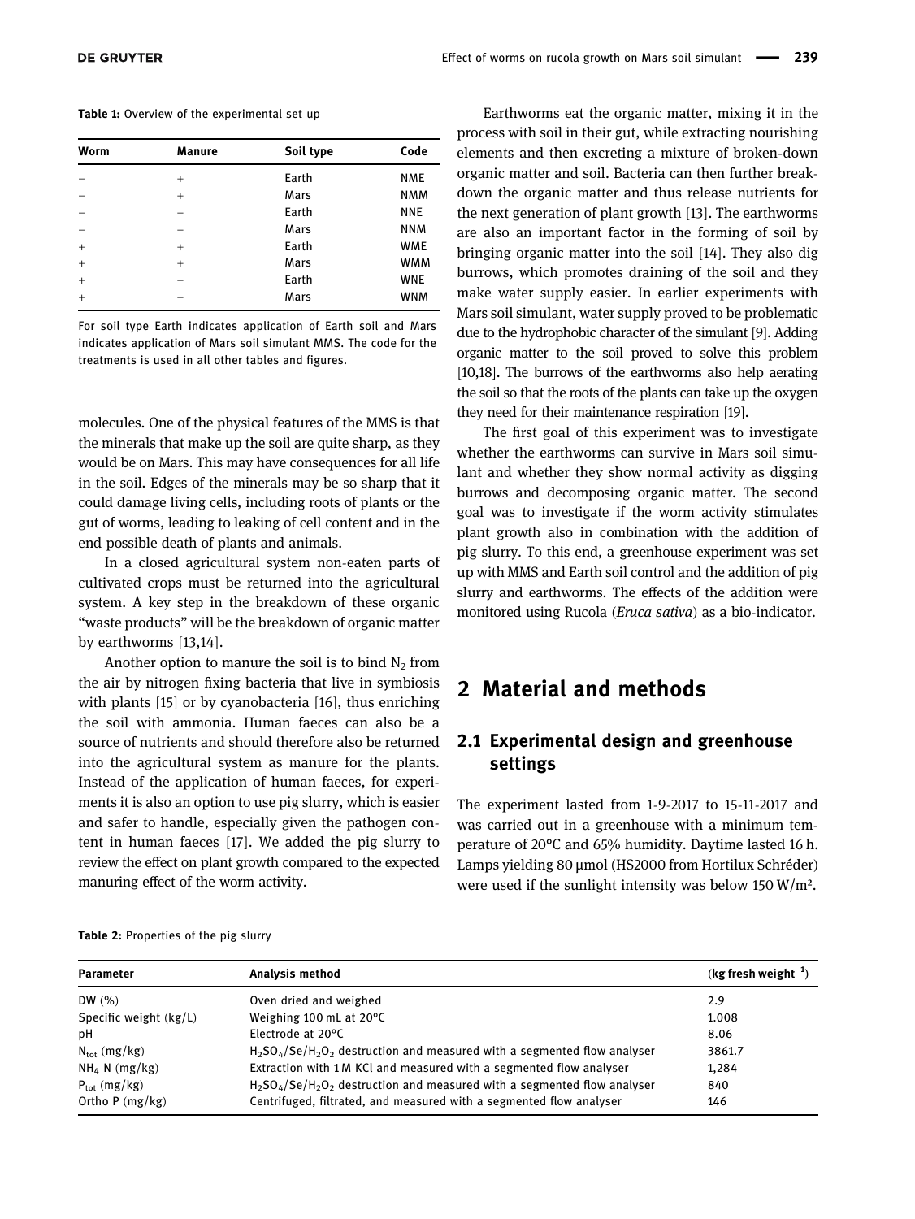**Table 1:** Overview of the experimental set-up

| Worm | Manure | Soil type | Code |
|---|---|---|---|
| – | + | Earth | NME |
| – | + | Mars | NMM |
| – | – | Earth | NNE |
| – | – | Mars | NNM |
| + | + | Earth | WME |
| + | + | Mars | WMM |
| + | – | Earth | WNE |
| + | – | Mars | WNM |

For soil type Earth indicates application of Earth soil and Mars indicates application of Mars soil simulant MMS. The code for the treatments is used in all other tables and figures.

molecules. One of the physical features of the MMS is that the minerals that make up the soil are quite sharp, as they would be on Mars. This may have consequences for all life in the soil. Edges of the minerals may be so sharp that it could damage living cells, including roots of plants or the gut of worms, leading to leaking of cell content and in the end possible death of plants and animals.

In a closed agricultural system non-eaten parts of cultivated crops must be returned into the agricultural system. A key step in the breakdown of these organic "waste products" will be the breakdown of organic matter by earthworms [13,14].

Another option to manure the soil is to bind $N_2$ from the air by nitrogen fixing bacteria that live in symbiosis with plants [15] or by cyanobacteria [16], thus enriching the soil with ammonia. Human faeces can also be a source of nutrients and should therefore also be returned into the agricultural system as manure for the plants. Instead of the application of human faeces, for experiments it is also an option to use pig slurry, which is easier and safer to handle, especially given the pathogen content in human faeces [17]. We added the pig slurry to review the effect on plant growth compared to the expected manuring effect of the worm activity.

Earthworms eat the organic matter, mixing it in the process with soil in their gut, while extracting nourishing elements and then excreting a mixture of broken-down organic matter and soil. Bacteria can then further breakdown the organic matter and thus release nutrients for the next generation of plant growth [13]. The earthworms are also an important factor in the forming of soil by bringing organic matter into the soil [14]. They also dig burrows, which promotes draining of the soil and they make water supply easier. In earlier experiments with Mars soil simulant, water supply proved to be problematic due to the hydrophobic character of the simulant [9]. Adding organic matter to the soil proved to solve this problem [10,18]. The burrows of the earthworms also help aerating the soil so that the roots of the plants can take up the oxygen they need for their maintenance respiration [19].

The first goal of this experiment was to investigate whether the earthworms can survive in Mars soil simulant and whether they show normal activity as digging burrows and decomposing organic matter. The second goal was to investigate if the worm activity stimulates plant growth also in combination with the addition of pig slurry. To this end, a greenhouse experiment was set up with MMS and Earth soil control and the addition of pig slurry and earthworms. The effects of the addition were monitored using Rucola (*Eruca sativa*) as a bio-indicator.

## 2 Material and methods

### 2.1 Experimental design and greenhouse settings

The experiment lasted from 1-9-2017 to 15-11-2017 and was carried out in a greenhouse with a minimum temperature of 20°C and 65% humidity. Daytime lasted 16 h. Lamps yielding 80 μmol (HS2000 from Hortilux Schréder) were used if the sunlight intensity was below 150 W/m².

**Table 2:** Properties of the pig slurry

| Parameter | Analysis method | (kg fresh weight$^{-1}$) |
|---|---|---|
| DW (%) | Oven dried and weighed | 2.9 |
| Specific weight (kg/L) | Weighing 100 mL at 20°C | 1.008 |
| pH | Electrode at 20°C | 8.06 |
| $N_{tot}$ (mg/kg) | $H_2SO_4/Se/H_2O_2$ destruction and measured with a segmented flow analyser | 3861.7 |
| $NH_4$-N (mg/kg) | Extraction with 1 M KCl and measured with a segmented flow analyser | 1,284 |
| $P_{tot}$ (mg/kg) | $H_2SO_4/Se/H_2O_2$ destruction and measured with a segmented flow analyser | 840 |
| Ortho P (mg/kg) | Centrifuged, filtrated, and measured with a segmented flow analyser | 146 |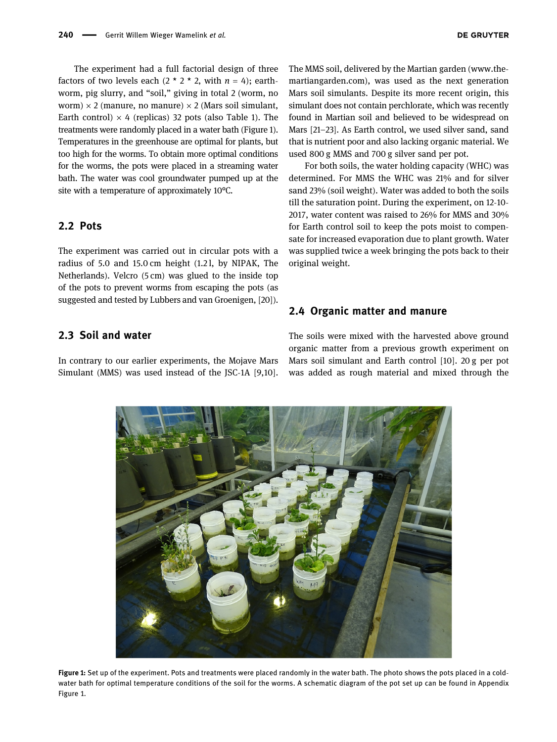The experiment had a full factorial design of three factors of two levels each (2 * 2 * 2, with $n = 4$); earthworm, pig slurry, and "soil," giving in total 2 (worm, no worm) × 2 (manure, no manure) × 2 (Mars soil simulant, Earth control) × 4 (replicas) 32 pots (also Table 1). The treatments were randomly placed in a water bath (Figure 1). Temperatures in the greenhouse are optimal for plants, but too high for the worms. To obtain more optimal conditions for the worms, the pots were placed in a streaming water bath. The water was cool groundwater pumped up at the site with a temperature of approximately 10°C.

## 2.2 Pots

The experiment was carried out in circular pots with a radius of 5.0 and 15.0 cm height (1.2 l, by NIPAK, The Netherlands). Velcro (5 cm) was glued to the inside top of the pots to prevent worms from escaping the pots (as suggested and tested by Lubbers and van Groenigen, [20]).

## 2.3 Soil and water

In contrary to our earlier experiments, the Mojave Mars Simulant (MMS) was used instead of the JSC-1A [9,10]. The MMS soil, delivered by the Martian garden (www.the-martiangarden.com), was used as the next generation Mars soil simulants. Despite its more recent origin, this simulant does not contain perchlorate, which was recently found in Martian soil and believed to be widespread on Mars [21–23]. As Earth control, we used silver sand, sand that is nutrient poor and also lacking organic material. We used 800 g MMS and 700 g silver sand per pot.

For both soils, the water holding capacity (WHC) was determined. For MMS the WHC was 21% and for silver sand 23% (soil weight). Water was added to both the soils till the saturation point. During the experiment, on 12-10-2017, water content was raised to 26% for MMS and 30% for Earth control soil to keep the pots moist to compensate for increased evaporation due to plant growth. Water was supplied twice a week bringing the pots back to their original weight.

## 2.4 Organic matter and manure

The soils were mixed with the harvested above ground organic matter from a previous growth experiment on Mars soil simulant and Earth control [10]. 20 g per pot was added as rough material and mixed through the

**Figure 1:** Set up of the experiment. Pots and treatments were placed randomly in the water bath. The photo shows the pots placed in a cold-water bath for optimal temperature conditions of the soil for the worms. A schematic diagram of the pot set up can be found in Appendix Figure 1.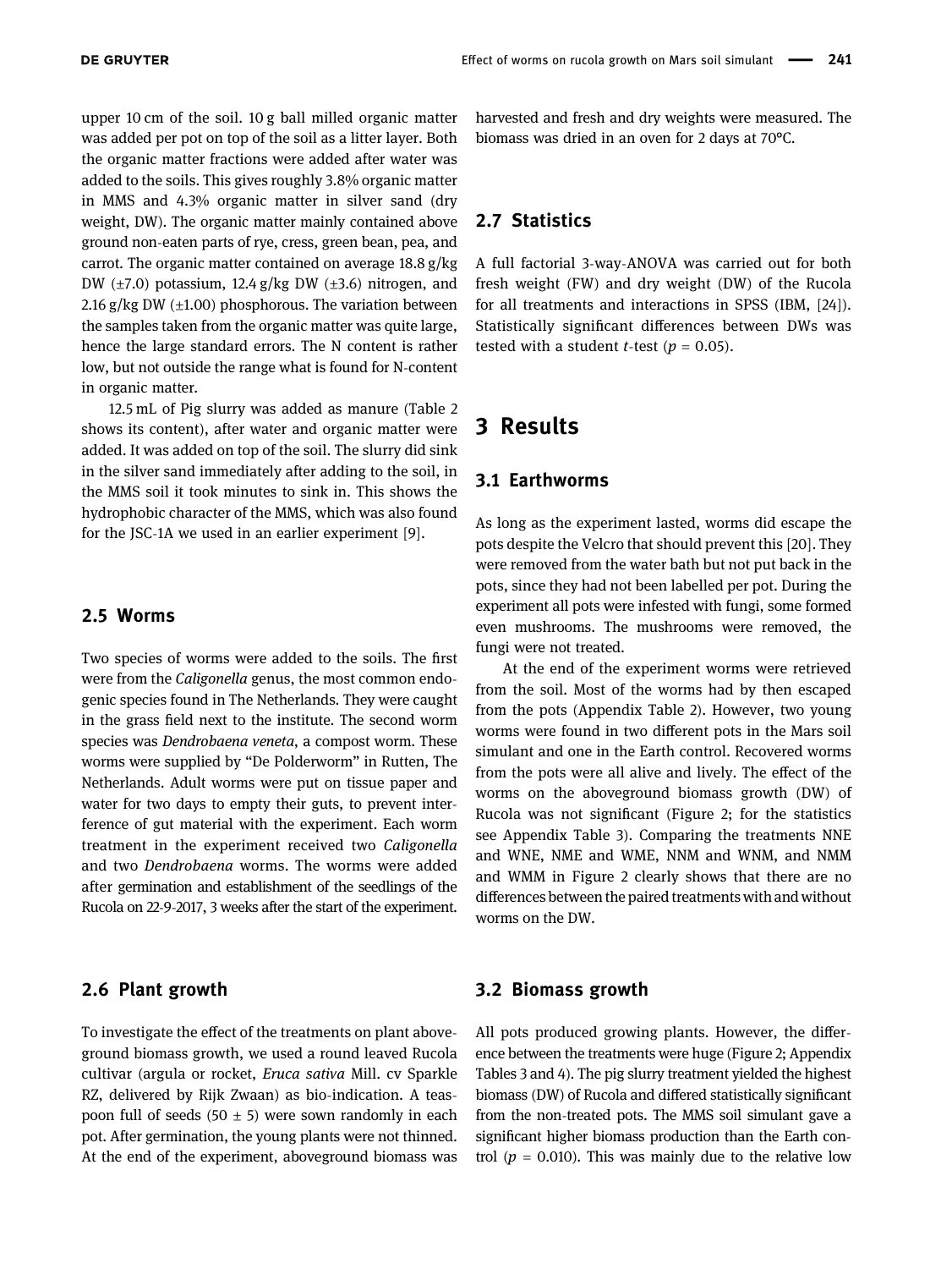upper 10 cm of the soil. 10 g ball milled organic matter was added per pot on top of the soil as a litter layer. Both the organic matter fractions were added after water was added to the soils. This gives roughly 3.8% organic matter in MMS and 4.3% organic matter in silver sand (dry weight, DW). The organic matter mainly contained above ground non-eaten parts of rye, cress, green bean, pea, and carrot. The organic matter contained on average 18.8 g/kg DW (±7.0) potassium, 12.4 g/kg DW (±3.6) nitrogen, and 2.16 g/kg DW (±1.00) phosphorous. The variation between the samples taken from the organic matter was quite large, hence the large standard errors. The N content is rather low, but not outside the range what is found for N-content in organic matter.

12.5 mL of Pig slurry was added as manure (Table 2 shows its content), after water and organic matter were added. It was added on top of the soil. The slurry did sink in the silver sand immediately after adding to the soil, in the MMS soil it took minutes to sink in. This shows the hydrophobic character of the MMS, which was also found for the JSC-1A we used in an earlier experiment [9].

## 2.5 Worms

Two species of worms were added to the soils. The first were from the *Caligonella* genus, the most common endogenic species found in The Netherlands. They were caught in the grass field next to the institute. The second worm species was *Dendrobaena veneta*, a compost worm. These worms were supplied by "De Polderworm" in Rutten, The Netherlands. Adult worms were put on tissue paper and water for two days to empty their guts, to prevent interference of gut material with the experiment. Each worm treatment in the experiment received two *Caligonella* and two *Dendrobaena* worms. The worms were added after germination and establishment of the seedlings of the Rucola on 22-9-2017, 3 weeks after the start of the experiment.

## 2.6 Plant growth

To investigate the effect of the treatments on plant aboveground biomass growth, we used a round leaved Rucola cultivar (argula or rocket, *Eruca sativa* Mill. cv Sparkle RZ, delivered by Rijk Zwaan) as bio-indication. A teaspoon full of seeds (50 ± 5) were sown randomly in each pot. After germination, the young plants were not thinned. At the end of the experiment, aboveground biomass was harvested and fresh and dry weights were measured. The biomass was dried in an oven for 2 days at 70°C.

## 2.7 Statistics

A full factorial 3-way-ANOVA was carried out for both fresh weight (FW) and dry weight (DW) of the Rucola for all treatments and interactions in SPSS (IBM, [24]). Statistically significant differences between DWs was tested with a student *t*-test ($p = 0.05$).

# 3 Results

## 3.1 Earthworms

As long as the experiment lasted, worms did escape the pots despite the Velcro that should prevent this [20]. They were removed from the water bath but not put back in the pots, since they had not been labelled per pot. During the experiment all pots were infested with fungi, some formed even mushrooms. The mushrooms were removed, the fungi were not treated.

At the end of the experiment worms were retrieved from the soil. Most of the worms had by then escaped from the pots (Appendix Table 2). However, two young worms were found in two different pots in the Mars soil simulant and one in the Earth control. Recovered worms from the pots were all alive and lively. The effect of the worms on the aboveground biomass growth (DW) of Rucola was not significant (Figure 2; for the statistics see Appendix Table 3). Comparing the treatments NNE and WNE, NME and WME, NNM and WNM, and NMM and WMM in Figure 2 clearly shows that there are no differences between the paired treatments with and without worms on the DW.

## 3.2 Biomass growth

All pots produced growing plants. However, the difference between the treatments were huge (Figure 2; Appendix Tables 3 and 4). The pig slurry treatment yielded the highest biomass (DW) of Rucola and differed statistically significant from the non-treated pots. The MMS soil simulant gave a significant higher biomass production than the Earth control ($p = 0.010$). This was mainly due to the relative low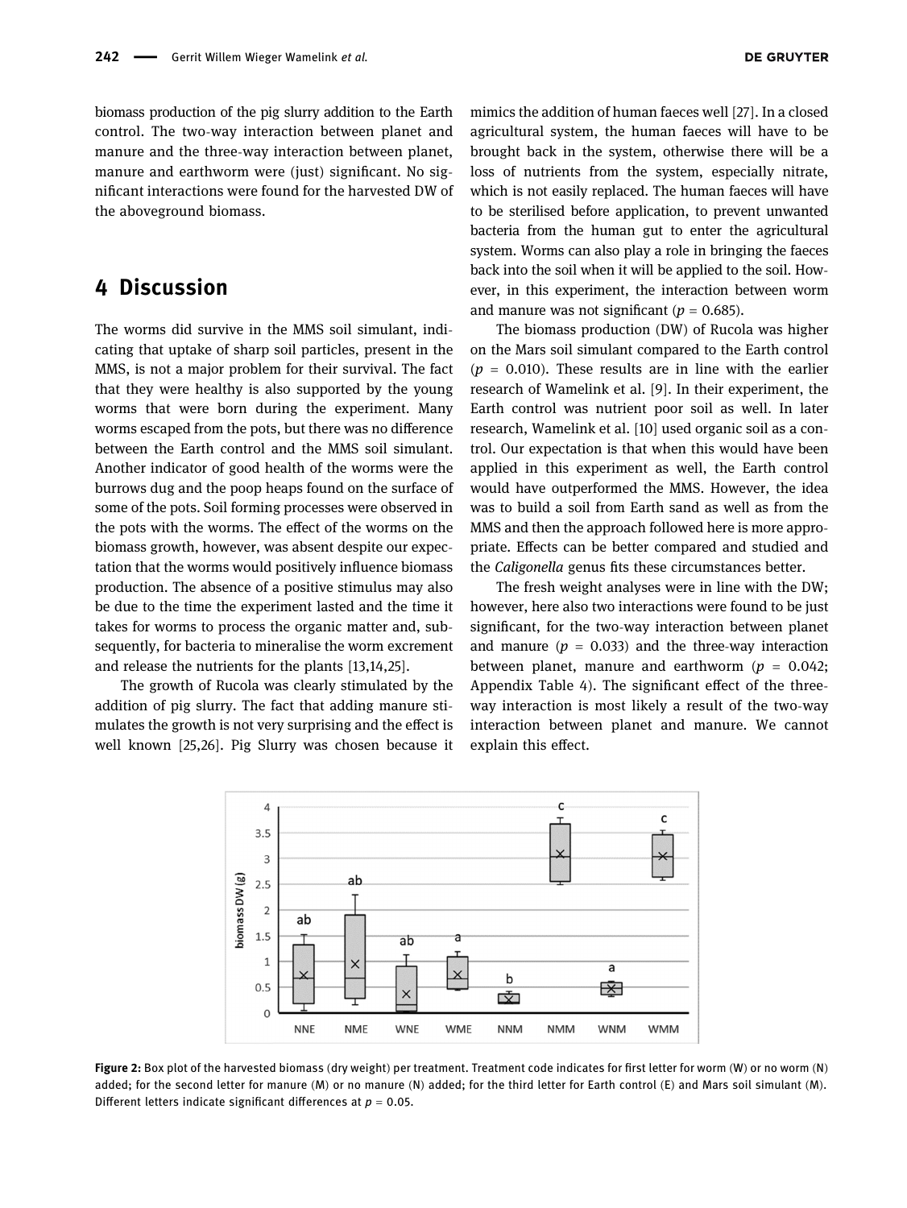biomass production of the pig slurry addition to the Earth control. The two-way interaction between planet and manure and the three-way interaction between planet, manure and earthworm were (just) significant. No significant interactions were found for the harvested DW of the aboveground biomass.

## 4 Discussion

The worms did survive in the MMS soil simulant, indicating that uptake of sharp soil particles, present in the MMS, is not a major problem for their survival. The fact that they were healthy is also supported by the young worms that were born during the experiment. Many worms escaped from the pots, but there was no difference between the Earth control and the MMS soil simulant. Another indicator of good health of the worms were the burrows dug and the poop heaps found on the surface of some of the pots. Soil forming processes were observed in the pots with the worms. The effect of the worms on the biomass growth, however, was absent despite our expectation that the worms would positively influence biomass production. The absence of a positive stimulus may also be due to the time the experiment lasted and the time it takes for worms to process the organic matter and, subsequently, for bacteria to mineralise the worm excrement and release the nutrients for the plants [13,14,25].

The growth of Rucola was clearly stimulated by the addition of pig slurry. The fact that adding manure stimulates the growth is not very surprising and the effect is well known [25,26]. Pig Slurry was chosen because it mimics the addition of human faeces well [27]. In a closed agricultural system, the human faeces will have to be brought back in the system, otherwise there will be a loss of nutrients from the system, especially nitrate, which is not easily replaced. The human faeces will have to be sterilised before application, to prevent unwanted bacteria from the human gut to enter the agricultural system. Worms can also play a role in bringing the faeces back into the soil when it will be applied to the soil. However, in this experiment, the interaction between worm and manure was not significant ($p$ = 0.685).

The biomass production (DW) of Rucola was higher on the Mars soil simulant compared to the Earth control ($p$ = 0.010). These results are in line with the earlier research of Wamelink et al. [9]. In their experiment, the Earth control was nutrient poor soil as well. In later research, Wamelink et al. [10] used organic soil as a control. Our expectation is that when this would have been applied in this experiment as well, the Earth control would have outperformed the MMS. However, the idea was to build a soil from Earth sand as well as from the MMS and then the approach followed here is more appropriate. Effects can be better compared and studied and the *Caligonella* genus fits these circumstances better.

The fresh weight analyses were in line with the DW; however, here also two interactions were found to be just significant, for the two-way interaction between planet and manure ($p$ = 0.033) and the three-way interaction between planet, manure and earthworm ($p$ = 0.042; Appendix Table 4). The significant effect of the three-way interaction is most likely a result of the two-way interaction between planet and manure. We cannot explain this effect.

**Figure 2:** Box plot of the harvested biomass (dry weight) per treatment. Treatment code indicates for first letter for worm (W) or no worm (N) added; for the second letter for manure (M) or no manure (N) added; for the third letter for Earth control (E) and Mars soil simulant (M). Different letters indicate significant differences at $p$ = 0.05.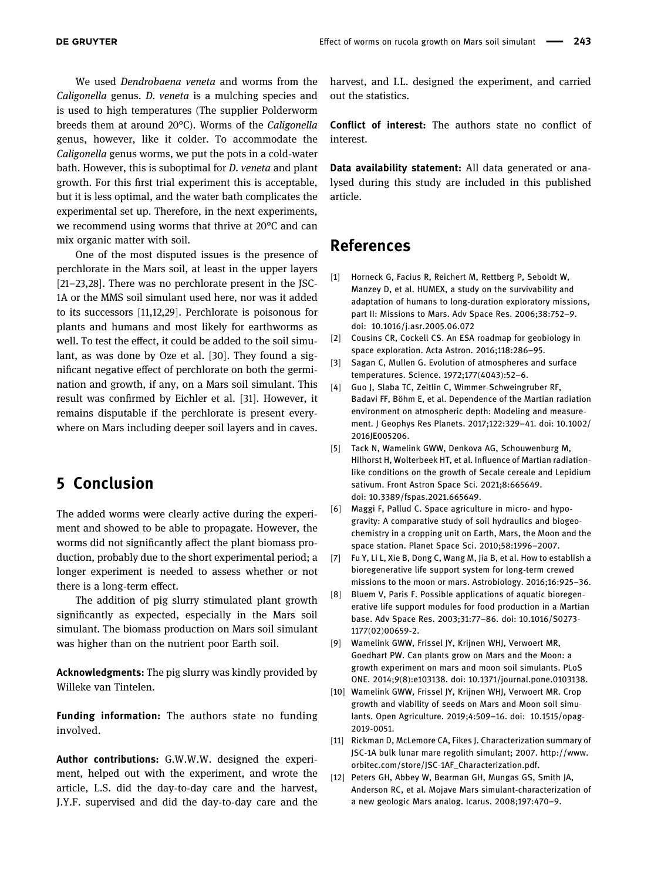We used *Dendrobaena veneta* and worms from the *Caligonella* genus. *D. veneta* is a mulching species and is used to high temperatures (The supplier Polderworm breeds them at around 20°C). Worms of the *Caligonella* genus, however, like it colder. To accommodate the *Caligonella* genus worms, we put the pots in a cold-water bath. However, this is suboptimal for *D. veneta* and plant growth. For this first trial experiment this is acceptable, but it is less optimal, and the water bath complicates the experimental set up. Therefore, in the next experiments, we recommend using worms that thrive at 20°C and can mix organic matter with soil.

One of the most disputed issues is the presence of perchlorate in the Mars soil, at least in the upper layers [21–23,28]. There was no perchlorate present in the JSC-1A or the MMS soil simulant used here, nor was it added to its successors [11,12,29]. Perchlorate is poisonous for plants and humans and most likely for earthworms as well. To test the effect, it could be added to the soil simulant, as was done by Oze et al. [30]. They found a significant negative effect of perchlorate on both the germination and growth, if any, on a Mars soil simulant. This result was confirmed by Eichler et al. [31]. However, it remains disputable if the perchlorate is present everywhere on Mars including deeper soil layers and in caves.

## 5 Conclusion

The added worms were clearly active during the experiment and showed to be able to propagate. However, the worms did not significantly affect the plant biomass production, probably due to the short experimental period; a longer experiment is needed to assess whether or not there is a long-term effect.

The addition of pig slurry stimulated plant growth significantly as expected, especially in the Mars soil simulant. The biomass production on Mars soil simulant was higher than on the nutrient poor Earth soil.

**Acknowledgments:** The pig slurry was kindly provided by Willeke van Tintelen.

**Funding information:** The authors state no funding involved.

**Author contributions:** G.W.W.W. designed the experiment, helped out with the experiment, and wrote the article, L.S. did the day-to-day care and the harvest, J.Y.F. supervised and did the day-to-day care and the harvest, and I.L. designed the experiment, and carried out the statistics.

**Conflict of interest:** The authors state no conflict of interest.

**Data availability statement:** All data generated or analysed during this study are included in this published article.

## References

[1] Horneck G, Facius R, Reichert M, Rettberg P, Seboldt W, Manzey D, et al. HUMEX, a study on the survivability and adaptation of humans to long-duration exploratory missions, part II: Missions to Mars. Adv Space Res. 2006;38:752–9. doi: 10.1016/j.asr.2005.06.072

[2] Cousins CR, Cockell CS. An ESA roadmap for geobiology in space exploration. Acta Astron. 2016;118:286–95.

[3] Sagan C, Mullen G. Evolution of atmospheres and surface temperatures. Science. 1972;177(4043):52–6.

[4] Guo J, Slaba TC, Zeitlin C, Wimmer-Schweingruber RF, Badavi FF, Böhm E, et al. Dependence of the Martian radiation environment on atmospheric depth: Modeling and measurement. J Geophys Res Planets. 2017;122:329–41. doi: 10.1002/2016JE005206.

[5] Tack N, Wamelink GWW, Denkova AG, Schouwenburg M, Hilhorst H, Wolterbeek HT, et al. Influence of Martian radiation-like conditions on the growth of Secale cereale and Lepidium sativum. Front Astron Space Sci. 2021;8:665649. doi: 10.3389/fspas.2021.665649.

[6] Maggi F, Pallud C. Space agriculture in micro- and hypo-gravity: A comparative study of soil hydraulics and biogeochemistry in a cropping unit on Earth, Mars, the Moon and the space station. Planet Space Sci. 2010;58:1996–2007.

[7] Fu Y, Li L, Xie B, Dong C, Wang M, Jia B, et al. How to establish a bioregenerative life support system for long-term crewed missions to the moon or mars. Astrobiology. 2016;16:925–36.

[8] Bluem V, Paris F. Possible applications of aquatic bioregenerative life support modules for food production in a Martian base. Adv Space Res. 2003;31:77–86. doi: 10.1016/S0273-1177(02)00659-2.

[9] Wamelink GWW, Frissel JY, Krijnen WHJ, Verwoert MR, Goedhart PW. Can plants grow on Mars and the Moon: a growth experiment on mars and moon soil simulants. PLoS ONE. 2014;9(8):e103138. doi: 10.1371/journal.pone.0103138.

[10] Wamelink GWW, Frissel JY, Krijnen WHJ, Verwoert MR. Crop growth and viability of seeds on Mars and Moon soil simulants. Open Agriculture. 2019;4:509–16. doi: 10.1515/opag-2019-0051.

[11] Rickman D, McLemore CA, Fikes J. Characterization summary of JSC-1A bulk lunar mare regolith simulant; 2007. http://www.orbitec.com/store/JSC-1AF_Characterization.pdf.

[12] Peters GH, Abbey W, Bearman GH, Mungas GS, Smith JA, Anderson RC, et al. Mojave Mars simulant-characterization of a new geologic Mars analog. Icarus. 2008;197:470–9.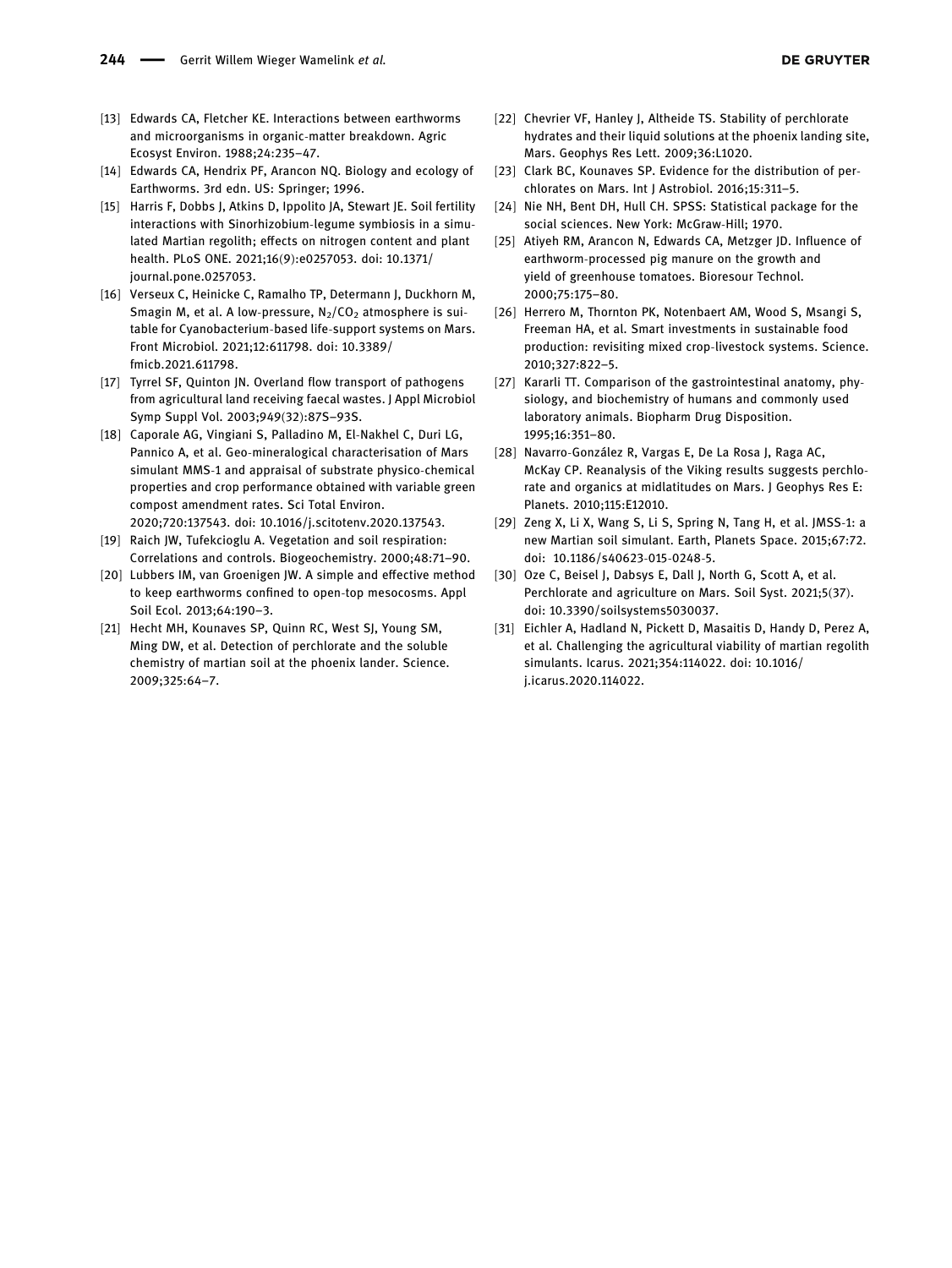[13] Edwards CA, Fletcher KE. Interactions between earthworms and microorganisms in organic-matter breakdown. Agric Ecosyst Environ. 1988;24:235–47.

[14] Edwards CA, Hendrix PF, Arancon NQ. Biology and ecology of Earthworms. 3rd edn. US: Springer; 1996.

[15] Harris F, Dobbs J, Atkins D, Ippolito JA, Stewart JE. Soil fertility interactions with Sinorhizobium-legume symbiosis in a simulated Martian regolith; effects on nitrogen content and plant health. PLoS ONE. 2021;16(9):e0257053. doi: 10.1371/journal.pone.0257053.

[16] Verseux C, Heinicke C, Ramalho TP, Determann J, Duckhorn M, Smagin M, et al. A low-pressure, $N_2/CO_2$ atmosphere is suitable for Cyanobacterium-based life-support systems on Mars. Front Microbiol. 2021;12:611798. doi: 10.3389/fmicb.2021.611798.

[17] Tyrrel SF, Quinton JN. Overland flow transport of pathogens from agricultural land receiving faecal wastes. J Appl Microbiol Symp Suppl Vol. 2003;949(32):87S–93S.

[18] Caporale AG, Vingiani S, Palladino M, El-Nakhel C, Duri LG, Pannico A, et al. Geo-mineralogical characterisation of Mars simulant MMS-1 and appraisal of substrate physico-chemical properties and crop performance obtained with variable green compost amendment rates. Sci Total Environ. 2020;720:137543. doi: 10.1016/j.scitotenv.2020.137543.

[19] Raich JW, Tufekcioglu A. Vegetation and soil respiration: Correlations and controls. Biogeochemistry. 2000;48:71–90.

[20] Lubbers IM, van Groenigen JW. A simple and effective method to keep earthworms confined to open-top mesocosms. Appl Soil Ecol. 2013;64:190–3.

[21] Hecht MH, Kounaves SP, Quinn RC, West SJ, Young SM, Ming DW, et al. Detection of perchlorate and the soluble chemistry of martian soil at the phoenix lander. Science. 2009;325:64–7.

[22] Chevrier VF, Hanley J, Altheide TS. Stability of perchlorate hydrates and their liquid solutions at the phoenix landing site, Mars. Geophys Res Lett. 2009;36:L1020.

[23] Clark BC, Kounaves SP. Evidence for the distribution of perchlorates on Mars. Int J Astrobiol. 2016;15:311–5.

[24] Nie NH, Bent DH, Hull CH. SPSS: Statistical package for the social sciences. New York: McGraw-Hill; 1970.

[25] Atiyeh RM, Arancon N, Edwards CA, Metzger JD. Influence of earthworm-processed pig manure on the growth and yield of greenhouse tomatoes. Bioresour Technol. 2000;75:175–80.

[26] Herrero M, Thornton PK, Notenbaert AM, Wood S, Msangi S, Freeman HA, et al. Smart investments in sustainable food production: revisiting mixed crop-livestock systems. Science. 2010;327:822–5.

[27] Kararli TT. Comparison of the gastrointestinal anatomy, physiology, and biochemistry of humans and commonly used laboratory animals. Biopharm Drug Disposition. 1995;16:351–80.

[28] Navarro-González R, Vargas E, De La Rosa J, Raga AC, McKay CP. Reanalysis of the Viking results suggests perchlorate and organics at midlatitudes on Mars. J Geophys Res E: Planets. 2010;115:E12010.

[29] Zeng X, Li X, Wang S, Li S, Spring N, Tang H, et al. JMSS-1: a new Martian soil simulant. Earth, Planets Space. 2015;67:72. doi: 10.1186/s40623-015-0248-5.

[30] Oze C, Beisel J, Dabsys E, Dall J, North G, Scott A, et al. Perchlorate and agriculture on Mars. Soil Syst. 2021;5(37). doi: 10.3390/soilsystems5030037.

[31] Eichler A, Hadland N, Pickett D, Masaitis D, Handy D, Perez A, et al. Challenging the agricultural viability of martian regolith simulants. Icarus. 2021;354:114022. doi: 10.1016/j.icarus.2020.114022.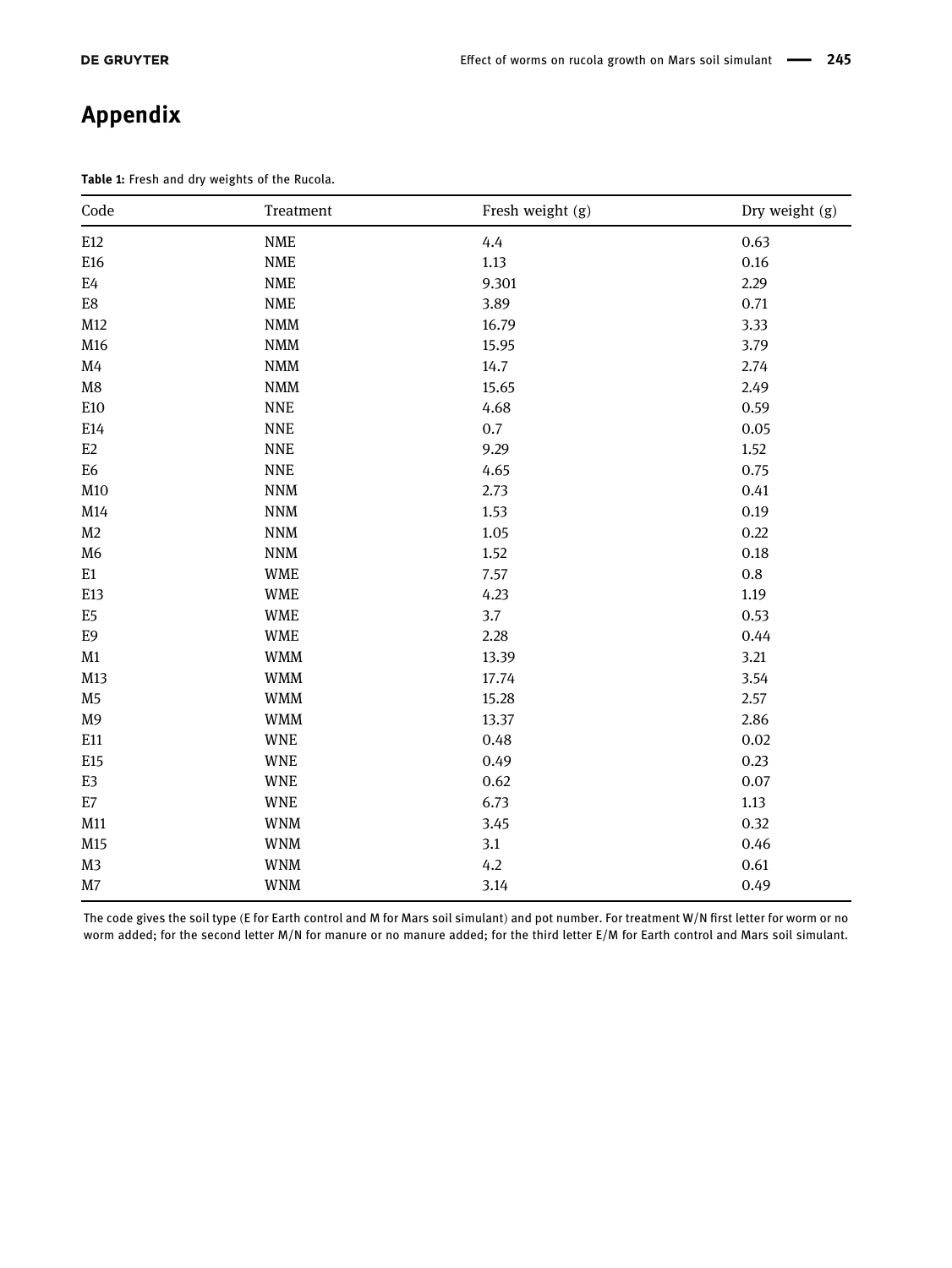# Appendix

**Table 1:** Fresh and dry weights of the Rucola.

| Code | Treatment | Fresh weight (g) | Dry weight (g) |
|---|---|---|---|
| E12 | NME | 4.4 | 0.63 |
| E16 | NME | 1.13 | 0.16 |
| E4 | NME | 9.301 | 2.29 |
| E8 | NME | 3.89 | 0.71 |
| M12 | NMM | 16.79 | 3.33 |
| M16 | NMM | 15.95 | 3.79 |
| M4 | NMM | 14.7 | 2.74 |
| M8 | NMM | 15.65 | 2.49 |
| E10 | NNE | 4.68 | 0.59 |
| E14 | NNE | 0.7 | 0.05 |
| E2 | NNE | 9.29 | 1.52 |
| E6 | NNE | 4.65 | 0.75 |
| M10 | NNM | 2.73 | 0.41 |
| M14 | NNM | 1.53 | 0.19 |
| M2 | NNM | 1.05 | 0.22 |
| M6 | NNM | 1.52 | 0.18 |
| E1 | WME | 7.57 | 0.8 |
| E13 | WME | 4.23 | 1.19 |
| E5 | WME | 3.7 | 0.53 |
| E9 | WME | 2.28 | 0.44 |
| M1 | WMM | 13.39 | 3.21 |
| M13 | WMM | 17.74 | 3.54 |
| M5 | WMM | 15.28 | 2.57 |
| M9 | WMM | 13.37 | 2.86 |
| E11 | WNE | 0.48 | 0.02 |
| E15 | WNE | 0.49 | 0.23 |
| E3 | WNE | 0.62 | 0.07 |
| E7 | WNE | 6.73 | 1.13 |
| M11 | WNM | 3.45 | 0.32 |
| M15 | WNM | 3.1 | 0.46 |
| M3 | WNM | 4.2 | 0.61 |
| M7 | WNM | 3.14 | 0.49 |

The code gives the soil type (E for Earth control and M for Mars soil simulant) and pot number. For treatment W/N first letter for worm or no worm added; for the second letter M/N for manure or no manure added; for the third letter E/M for Earth control and Mars soil simulant.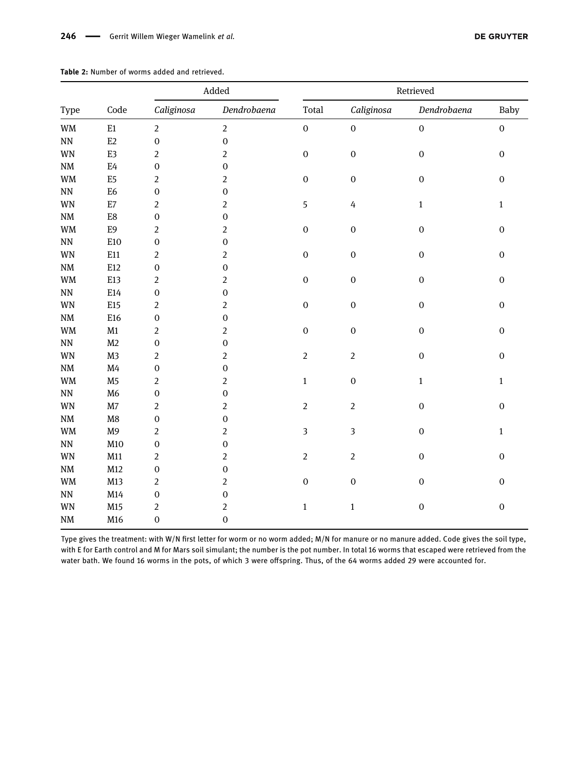**Table 2:** Number of worms added and retrieved.

| Type | Code | Added | | Retrieved | | | |
|---|---|---|---|---|---|---|---|
| | | *Caliginosa* | *Dendrobaena* | Total | *Caliginosa* | *Dendrobaena* | Baby |
| WM | E1 | 2 | 2 | 0 | 0 | 0 | 0 |
| NN | E2 | 0 | 0 | | | | |
| WN | E3 | 2 | 2 | 0 | 0 | 0 | 0 |
| NM | E4 | 0 | 0 | | | | |
| WM | E5 | 2 | 2 | 0 | 0 | 0 | 0 |
| NN | E6 | 0 | 0 | | | | |
| WN | E7 | 2 | 2 | 5 | 4 | 1 | 1 |
| NM | E8 | 0 | 0 | | | | |
| WM | E9 | 2 | 2 | 0 | 0 | 0 | 0 |
| NN | E10 | 0 | 0 | | | | |
| WN | E11 | 2 | 2 | 0 | 0 | 0 | 0 |
| NM | E12 | 0 | 0 | | | | |
| WM | E13 | 2 | 2 | 0 | 0 | 0 | 0 |
| NN | E14 | 0 | 0 | | | | |
| WN | E15 | 2 | 2 | 0 | 0 | 0 | 0 |
| NM | E16 | 0 | 0 | | | | |
| WM | M1 | 2 | 2 | 0 | 0 | 0 | 0 |
| NN | M2 | 0 | 0 | | | | |
| WN | M3 | 2 | 2 | 2 | 2 | 0 | 0 |
| NM | M4 | 0 | 0 | | | | |
| WM | M5 | 2 | 2 | 1 | 0 | 1 | 1 |
| NN | M6 | 0 | 0 | | | | |
| WN | M7 | 2 | 2 | 2 | 2 | 0 | 0 |
| NM | M8 | 0 | 0 | | | | |
| WM | M9 | 2 | 2 | 3 | 3 | 0 | 1 |
| NN | M10 | 0 | 0 | | | | |
| WN | M11 | 2 | 2 | 2 | 2 | 0 | 0 |
| NM | M12 | 0 | 0 | | | | |
| WM | M13 | 2 | 2 | 0 | 0 | 0 | 0 |
| NN | M14 | 0 | 0 | | | | |
| WN | M15 | 2 | 2 | 1 | 1 | 0 | 0 |
| NM | M16 | 0 | 0 | | | | |

Type gives the treatment: with W/N first letter for worm or no worm added; M/N for manure or no manure added. Code gives the soil type, with E for Earth control and M for Mars soil simulant; the number is the pot number. In total 16 worms that escaped were retrieved from the water bath. We found 16 worms in the pots, of which 3 were offspring. Thus, of the 64 worms added 29 were accounted for.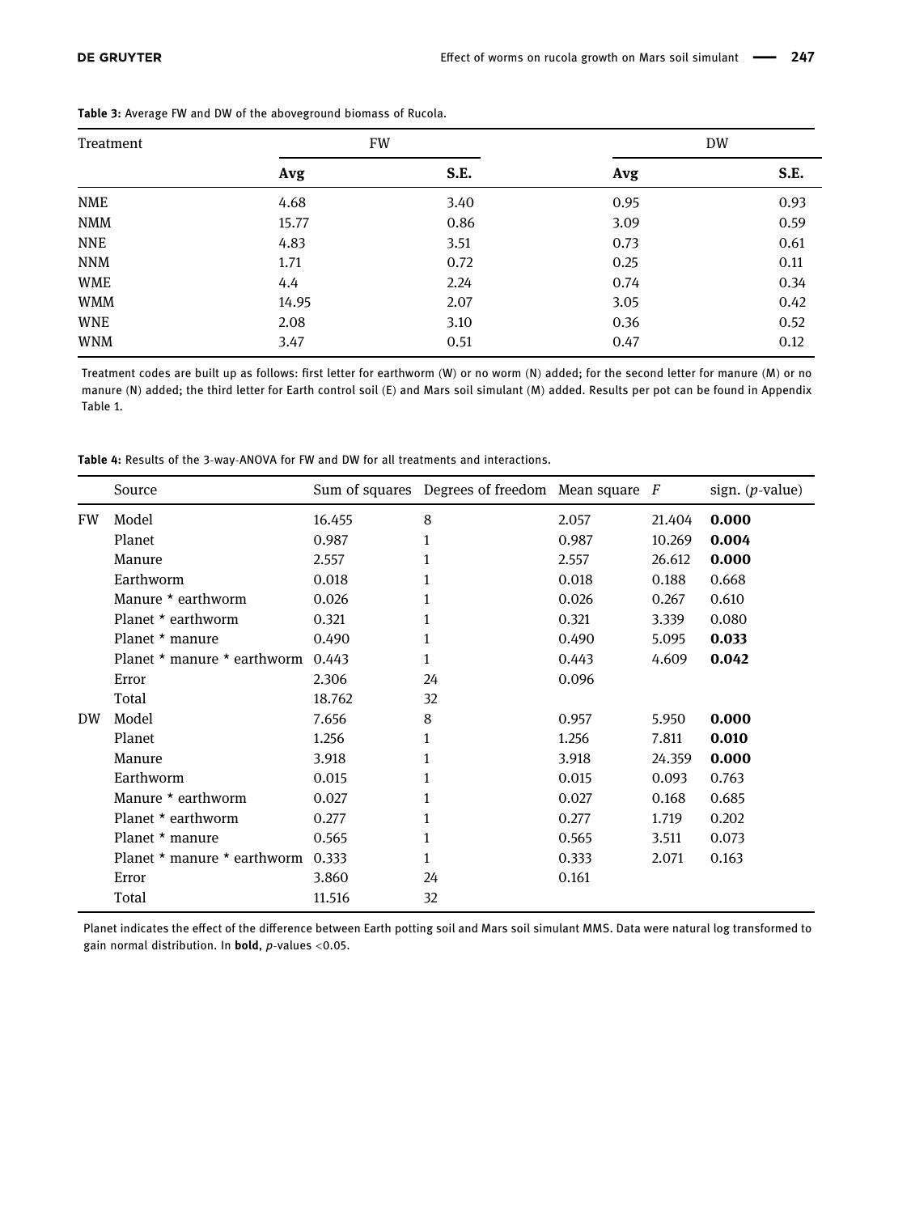**Table 3:** Average FW and DW of the aboveground biomass of Rucola.

| Treatment | FW | | DW | |
|---|---|---|---|---|
| | **Avg** | **S.E.** | **Avg** | **S.E.** |
| NME | 4.68 | 3.40 | 0.95 | 0.93 |
| NMM | 15.77 | 0.86 | 3.09 | 0.59 |
| NNE | 4.83 | 3.51 | 0.73 | 0.61 |
| NNM | 1.71 | 0.72 | 0.25 | 0.11 |
| WME | 4.4 | 2.24 | 0.74 | 0.34 |
| WMM | 14.95 | 2.07 | 3.05 | 0.42 |
| WNE | 2.08 | 3.10 | 0.36 | 0.52 |
| WNM | 3.47 | 0.51 | 0.47 | 0.12 |

Treatment codes are built up as follows: first letter for earthworm (W) or no worm (N) added; for the second letter for manure (M) or no manure (N) added; the third letter for Earth control soil (E) and Mars soil simulant (M) added. Results per pot can be found in Appendix Table 1.

**Table 4:** Results of the 3-way-ANOVA for FW and DW for all treatments and interactions.

| | Source | Sum of squares | Degrees of freedom | Mean square | $F$ | sign. ($p$-value) |
|---|---|---|---|---|---|---|
| FW | Model | 16.455 | 8 | 2.057 | 21.404 | **0.000** |
| | Planet | 0.987 | 1 | 0.987 | 10.269 | **0.004** |
| | Manure | 2.557 | 1 | 2.557 | 26.612 | **0.000** |
| | Earthworm | 0.018 | 1 | 0.018 | 0.188 | 0.668 |
| | Manure * earthworm | 0.026 | 1 | 0.026 | 0.267 | 0.610 |
| | Planet * earthworm | 0.321 | 1 | 0.321 | 3.339 | 0.080 |
| | Planet * manure | 0.490 | 1 | 0.490 | 5.095 | **0.033** |
| | Planet * manure * earthworm | 0.443 | 1 | 0.443 | 4.609 | **0.042** |
| | Error | 2.306 | 24 | 0.096 | | |
| | Total | 18.762 | 32 | | | |
| DW | Model | 7.656 | 8 | 0.957 | 5.950 | **0.000** |
| | Planet | 1.256 | 1 | 1.256 | 7.811 | **0.010** |
| | Manure | 3.918 | 1 | 3.918 | 24.359 | **0.000** |
| | Earthworm | 0.015 | 1 | 0.015 | 0.093 | 0.763 |
| | Manure * earthworm | 0.027 | 1 | 0.027 | 0.168 | 0.685 |
| | Planet * earthworm | 0.277 | 1 | 0.277 | 1.719 | 0.202 |
| | Planet * manure | 0.565 | 1 | 0.565 | 3.511 | 0.073 |
| | Planet * manure * earthworm | 0.333 | 1 | 0.333 | 2.071 | 0.163 |
| | Error | 3.860 | 24 | 0.161 | | |
| | Total | 11.516 | 32 | | | |

Planet indicates the effect of the difference between Earth potting soil and Mars soil simulant MMS. Data were natural log transformed to gain normal distribution. In **bold**, $p$-values $<0.05$.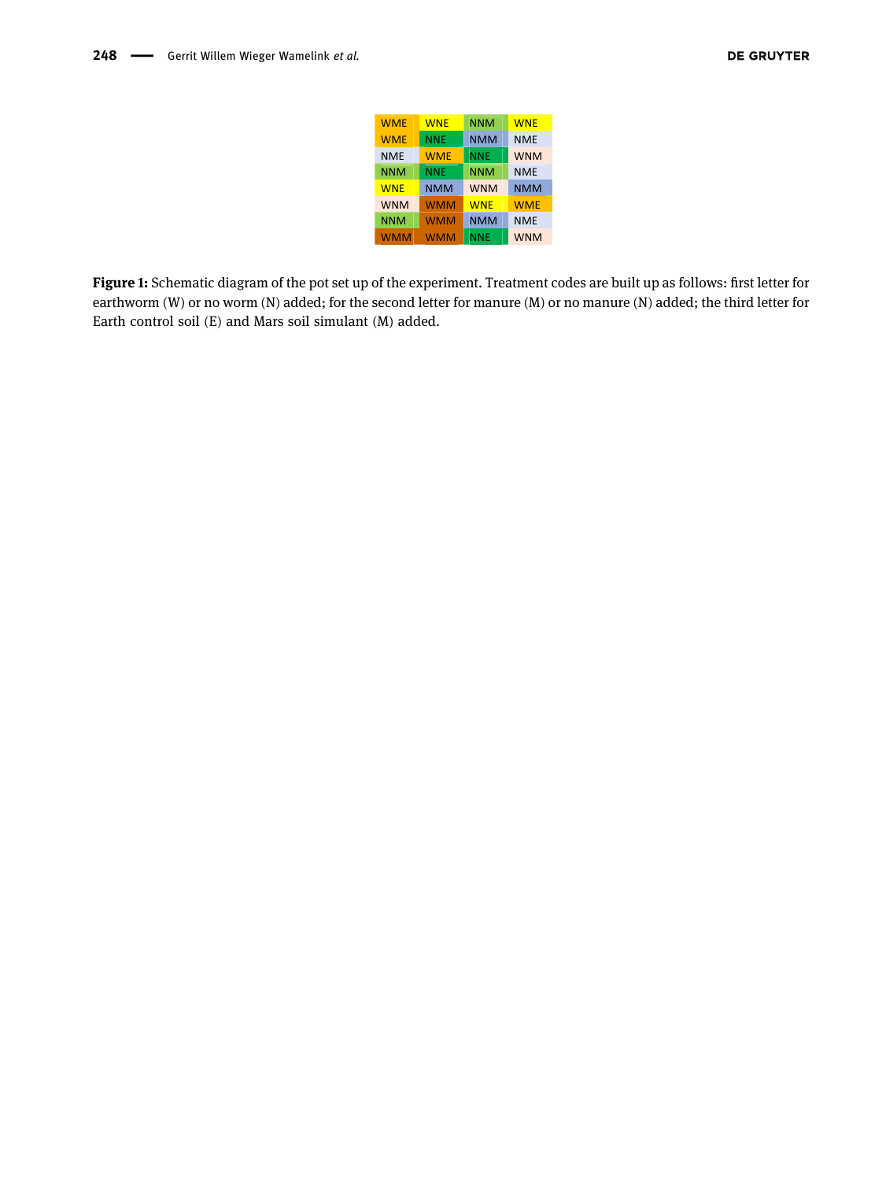| | | | |
|---|---|---|---|
| WME | WNE | NNM | WNE |
| WME | NNE | NMM | NME |
| NME | WME | NNE | WNM |
| NNM | NNE | NNM | NME |
| WNE | NMM | WNM | NMM |
| WNM | WMM | WNE | WME |
| NNM | WMM | NMM | NME |
| WMM | WMM | NNE | WNM |

**Figure 1:** Schematic diagram of the pot set up of the experiment. Treatment codes are built up as follows: first letter for earthworm (W) or no worm (N) added; for the second letter for manure (M) or no manure (N) added; the third letter for Earth control soil (E) and Mars soil simulant (M) added.